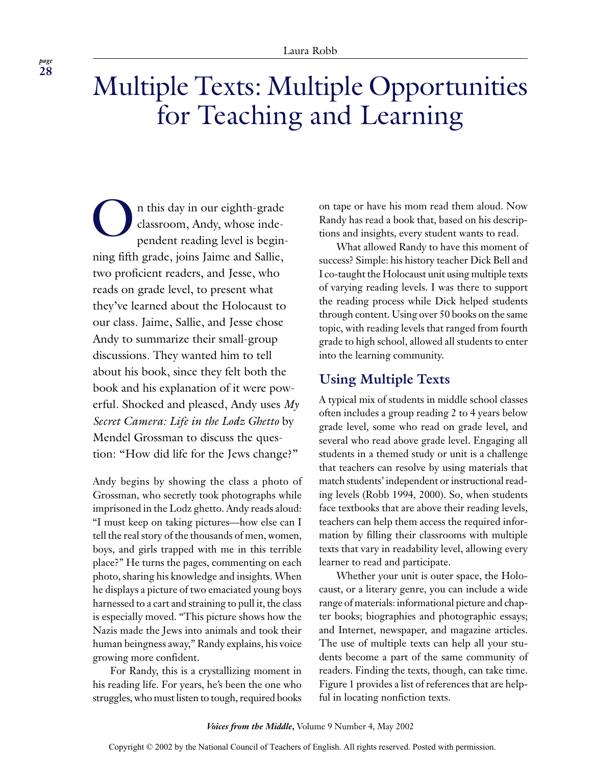# Multiple Texts: Multiple Opportunities for Teaching and Learning

Laura Robb

On this day in our eighth-grade classroom, Andy, whose independent reading level is beginning fifth grade, joins Jaime and Sallie, two proficient readers, and Jesse, who reads on grade level, to present what they've learned about the Holocaust to our class. Jaime, Sallie, and Jesse chose Andy to summarize their small-group discussions. They wanted him to tell about his book, since they felt both the book and his explanation of it were powerful. Shocked and pleased, Andy uses *My Secret Camera: Life in the Lodz Ghetto* by Mendel Grossman to discuss the question: "How did life for the Jews change?"

Andy begins by showing the class a photo of Grossman, who secretly took photographs while imprisoned in the Lodz ghetto. Andy reads aloud: "I must keep on taking pictures—how else can I tell the real story of the thousands of men, women, boys, and girls trapped with me in this terrible place?" He turns the pages, commenting on each photo, sharing his knowledge and insights. When he displays a picture of two emaciated young boys harnessed to a cart and straining to pull it, the class is especially moved. "This picture shows how the Nazis made the Jews into animals and took their human beingness away," Randy explains, his voice growing more confident.

For Randy, this is a crystallizing moment in his reading life. For years, he's been the one who struggles, who must listen to tough, required books on tape or have his mom read them aloud. Now Randy has read a book that, based on his descriptions and insights, every student wants to read.

What allowed Randy to have this moment of success? Simple: his history teacher Dick Bell and I co-taught the Holocaust unit using multiple texts of varying reading levels. I was there to support the reading process while Dick helped students through content. Using over 50 books on the same topic, with reading levels that ranged from fourth grade to high school, allowed all students to enter into the learning community.

## Using Multiple Texts

A typical mix of students in middle school classes often includes a group reading 2 to 4 years below grade level, some who read on grade level, and several who read above grade level. Engaging all students in a themed study or unit is a challenge that teachers can resolve by using materials that match students' independent or instructional reading levels (Robb 1994, 2000). So, when students face textbooks that are above their reading levels, teachers can help them access the required information by filling their classrooms with multiple texts that vary in readability level, allowing every learner to read and participate.

Whether your unit is outer space, the Holocaust, or a literary genre, you can include a wide range of materials: informational picture and chapter books; biographies and photographic essays; and Internet, newspaper, and magazine articles. The use of multiple texts can help all your students become a part of the same community of readers. Finding the texts, though, can take time. Figure 1 provides a list of references that are helpful in locating nonfiction texts.

Copyright © 2002 by the National Council of Teachers of English. All rights reserved. Posted with permission.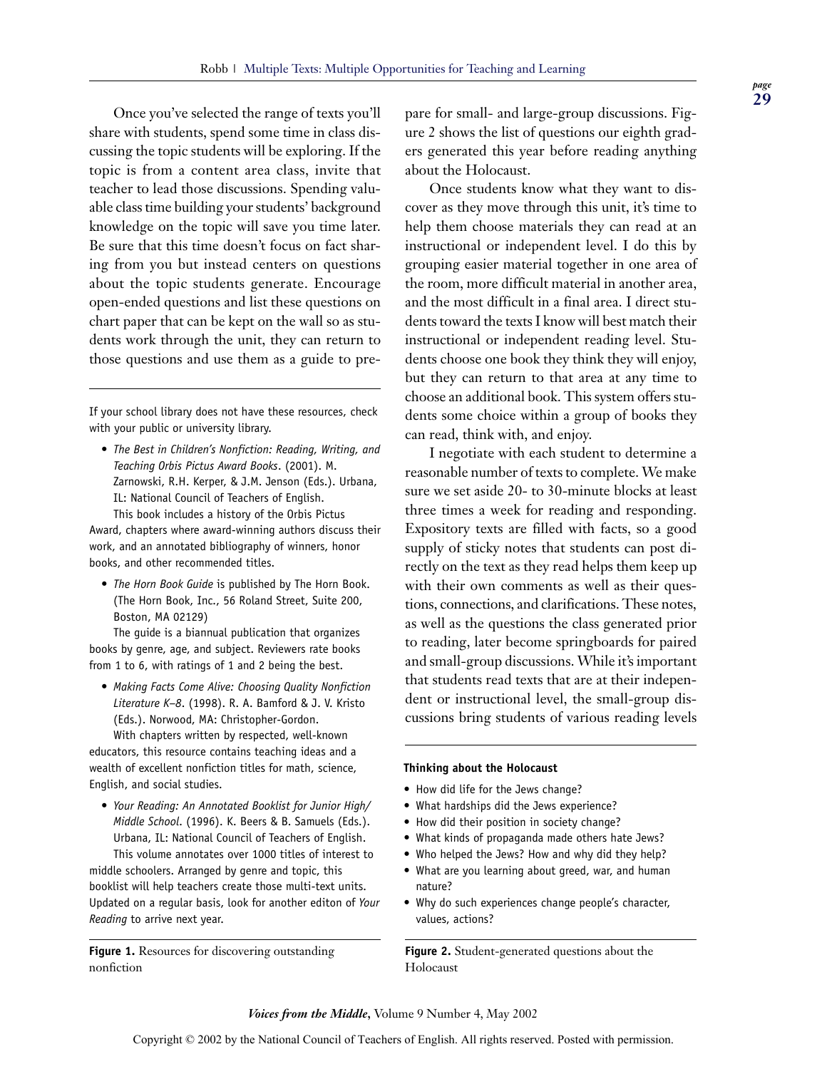Once you've selected the range of texts you'll share with students, spend some time in class discussing the topic students will be exploring. If the topic is from a content area class, invite that teacher to lead those discussions. Spending valuable class time building your students' background knowledge on the topic will save you time later. Be sure that this time doesn't focus on fact sharing from you but instead centers on questions about the topic students generate. Encourage open-ended questions and list these questions on chart paper that can be kept on the wall so as students work through the unit, they can return to those questions and use them as a guide to prepare for small- and large-group discussions. Figure 2 shows the list of questions our eighth graders generated this year before reading anything about the Holocaust.

Once students know what they want to discover as they move through this unit, it's time to help them choose materials they can read at an instructional or independent level. I do this by grouping easier material together in one area of the room, more difficult material in another area, and the most difficult in a final area. I direct students toward the texts I know will best match their instructional or independent reading level. Students choose one book they think they will enjoy, but they can return to that area at any time to choose an additional book. This system offers students some choice within a group of books they can read, think with, and enjoy.

I negotiate with each student to determine a reasonable number of texts to complete. We make sure we set aside 20- to 30-minute blocks at least three times a week for reading and responding. Expository texts are filled with facts, so a good supply of sticky notes that students can post directly on the text as they read helps them keep up with their own comments as well as their questions, connections, and clarifications. These notes, as well as the questions the class generated prior to reading, later become springboards for paired and small-group discussions. While it's important that students read texts that are at their independent or instructional level, the small-group discussions bring students of various reading levels

---

If your school library does not have these resources, check with your public or university library.

- *The Best in Children's Nonfiction: Reading, Writing, and Teaching Orbis Pictus Award Books*. (2001). M. Zarnowski, R.H. Kerper, & J.M. Jenson (Eds.). Urbana, IL: National Council of Teachers of English.

  This book includes a history of the Orbis Pictus Award, chapters where award-winning authors discuss their work, and an annotated bibliography of winners, honor books, and other recommended titles.

- *The Horn Book Guide* is published by The Horn Book. (The Horn Book, Inc., 56 Roland Street, Suite 200, Boston, MA 02129)

  The guide is a biannual publication that organizes books by genre, age, and subject. Reviewers rate books from 1 to 6, with ratings of 1 and 2 being the best.

- *Making Facts Come Alive: Choosing Quality Nonfiction Literature K–8*. (1998). R. A. Bamford & J. V. Kristo (Eds.). Norwood, MA: Christopher-Gordon.

  With chapters written by respected, well-known educators, this resource contains teaching ideas and a wealth of excellent nonfiction titles for math, science, English, and social studies.

- *Your Reading: An Annotated Booklist for Junior High/ Middle School*. (1996). K. Beers & B. Samuels (Eds.). Urbana, IL: National Council of Teachers of English.

  This volume annotates over 1000 titles of interest to middle schoolers. Arranged by genre and topic, this booklist will help teachers create those multi-text units. Updated on a regular basis, look for another editon of *Your Reading* to arrive next year.

**Figure 1.** Resources for discovering outstanding nonfiction

---

**Thinking about the Holocaust**

- How did life for the Jews change?
- What hardships did the Jews experience?
- How did their position in society change?
- What kinds of propaganda made others hate Jews?
- Who helped the Jews? How and why did they help?
- What are you learning about greed, war, and human nature?
- Why do such experiences change people's character, values, actions?

**Figure 2.** Student-generated questions about the Holocaust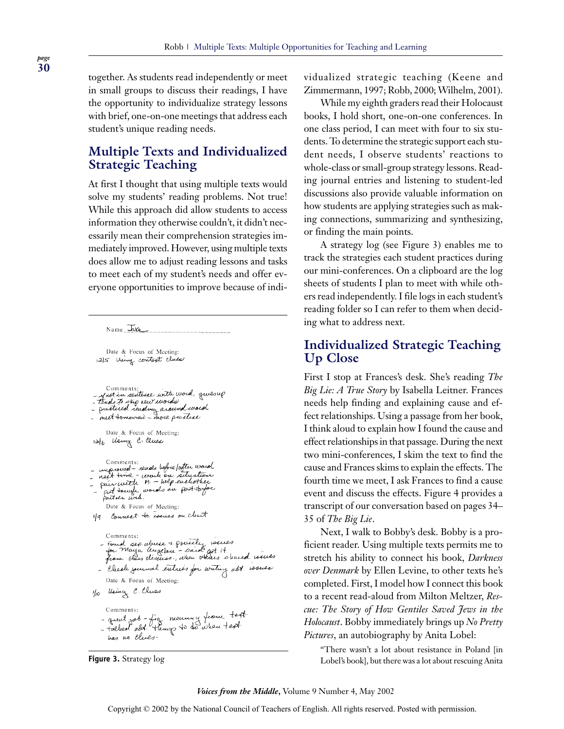together. As students read independently or meet in small groups to discuss their readings, I have the opportunity to individualize strategy lessons with brief, one-on-one meetings that address each student's unique reading needs.

## Multiple Texts and Individualized Strategic Teaching

At first I thought that using multiple texts would solve my students' reading problems. Not true! While this approach did allow students to access information they otherwise couldn't, it didn't necessarily mean their comprehension strategies immediately improved. However, using multiple texts does allow me to adjust reading lessons and tasks to meet each of my student's needs and offer everyone opportunities to improve because of individualized strategic teaching (Keene and Zimmermann, 1997; Robb, 2000; Wilhelm, 2001).

While my eighth graders read their Holocaust books, I hold short, one-on-one conferences. In one class period, I can meet with four to six students. To determine the strategic support each student needs, I observe students' reactions to whole-class or small-group strategy lessons. Reading journal entries and listening to student-led discussions also provide valuable information on how students are applying strategies such as making connections, summarizing and synthesizing, or finding the main points.

A strategy log (see Figure 3) enables me to track the strategies each student practices during our mini-conferences. On a clipboard are the log sheets of students I plan to meet with while others read independently. I file logs in each student's reading folder so I can refer to them when deciding what to address next.

Name: Jake

Date & Focus of Meeting:
12/5 Using context clues

Comments:
- if not in sentence with word, guesses
- tends to skip new words
- practiced reading around word
- meet tomorrow – more practice

Date & Focus of Meeting:
12/6 Using C. Clues

Comments:
- improved – reads before/after word
- next time – work on situation
- pair with M. – help eachother
- put tough words on post-its for partner wrk.

Date & Focus of Meeting:
1/9 Connect to issues on chart

Comments:
- Found sep. abuse & poverty issues for Maya Angelou – said got it from class discuss., when others shared issues
- Check journal entries for writing abt. issues

Date & Focus of Meeting:
1/10 Using C. Clues

Comments:
- great job – fig. meaning from text
- talked abt. things to do when text has no clues.

**Figure 3.** Strategy log

## Individualized Strategic Teaching Up Close

First I stop at Frances's desk. She's reading *The Big Lie: A True Story* by Isabella Leitner. Frances needs help finding and explaining cause and effect relationships. Using a passage from her book, I think aloud to explain how I found the cause and effect relationships in that passage. During the next two mini-conferences, I skim the text to find the cause and Frances skims to explain the effects. The fourth time we meet, I ask Frances to find a cause event and discuss the effects. Figure 4 provides a transcript of our conversation based on pages 34–35 of *The Big Lie*.

Next, I walk to Bobby's desk. Bobby is a proficient reader. Using multiple texts permits me to stretch his ability to connect his book, *Darkness over Denmark* by Ellen Levine, to other texts he's completed. First, I model how I connect this book to a recent read-aloud from Milton Meltzer, *Rescue: The Story of How Gentiles Saved Jews in the Holocaust*. Bobby immediately brings up *No Pretty Pictures*, an autobiography by Anita Lobel:

> "There wasn't a lot about resistance in Poland [in Lobel's book], but there was a lot about rescuing Anita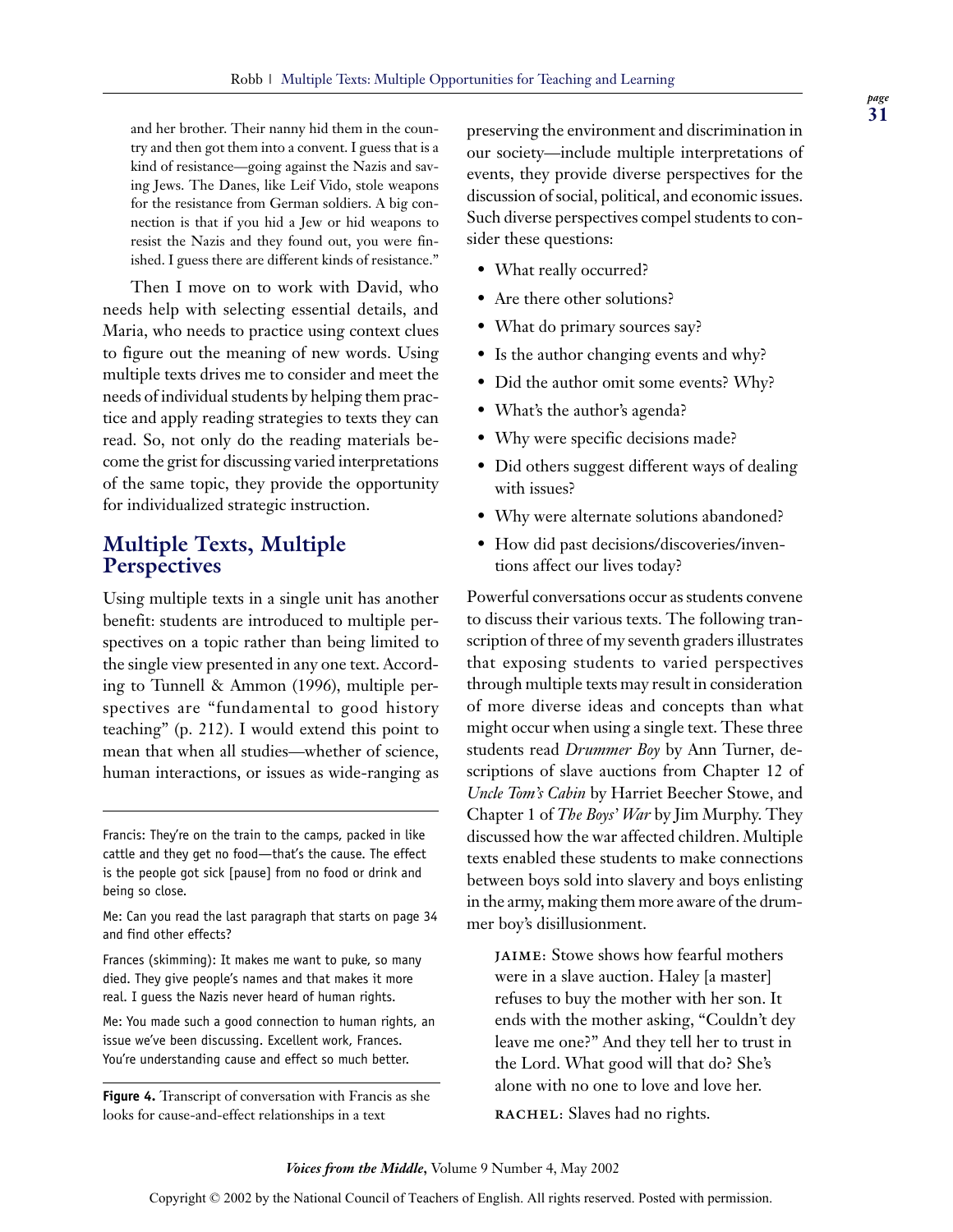and her brother. Their nanny hid them in the country and then got them into a convent. I guess that is a kind of resistance—going against the Nazis and saving Jews. The Danes, like Leif Vido, stole weapons for the resistance from German soldiers. A big connection is that if you hid a Jew or hid weapons to resist the Nazis and they found out, you were finished. I guess there are different kinds of resistance."

Then I move on to work with David, who needs help with selecting essential details, and Maria, who needs to practice using context clues to figure out the meaning of new words. Using multiple texts drives me to consider and meet the needs of individual students by helping them practice and apply reading strategies to texts they can read. So, not only do the reading materials become the grist for discussing varied interpretations of the same topic, they provide the opportunity for individualized strategic instruction.

> Francis: They're on the train to the camps, packed in like cattle and they get no food—that's the cause. The effect is the people got sick [pause] from no food or drink and being so close.
>
> Me: Can you read the last paragraph that starts on page 34 and find other effects?
>
> Frances (skimming): It makes me want to puke, so many died. They give people's names and that makes it more real. I guess the Nazis never heard of human rights.
>
> Me: You made such a good connection to human rights, an issue we've been discussing. Excellent work, Frances. You're understanding cause and effect so much better.

**Figure 4.** Transcript of conversation with Francis as she looks for cause-and-effect relationships in a text

## Multiple Texts, Multiple Perspectives

Using multiple texts in a single unit has another benefit: students are introduced to multiple perspectives on a topic rather than being limited to the single view presented in any one text. According to Tunnell & Ammon (1996), multiple perspectives are "fundamental to good history teaching" (p. 212). I would extend this point to mean that when all studies—whether of science, human interactions, or issues as wide-ranging as preserving the environment and discrimination in our society—include multiple interpretations of events, they provide diverse perspectives for the discussion of social, political, and economic issues. Such diverse perspectives compel students to consider these questions:

- What really occurred?
- Are there other solutions?
- What do primary sources say?
- Is the author changing events and why?
- Did the author omit some events? Why?
- What's the author's agenda?
- Why were specific decisions made?
- Did others suggest different ways of dealing with issues?
- Why were alternate solutions abandoned?
- How did past decisions/discoveries/inventions affect our lives today?

Powerful conversations occur as students convene to discuss their various texts. The following transcription of three of my seventh graders illustrates that exposing students to varied perspectives through multiple texts may result in consideration of more diverse ideas and concepts than what might occur when using a single text. These three students read *Drummer Boy* by Ann Turner, descriptions of slave auctions from Chapter 12 of *Uncle Tom's Cabin* by Harriet Beecher Stowe, and Chapter 1 of *The Boys' War* by Jim Murphy. They discussed how the war affected children. Multiple texts enabled these students to make connections between boys sold into slavery and boys enlisting in the army, making them more aware of the drummer boy's disillusionment.

> JAIME: Stowe shows how fearful mothers were in a slave auction. Haley [a master] refuses to buy the mother with her son. It ends with the mother asking, "Couldn't dey leave me one?" And they tell her to trust in the Lord. What good will that do? She's alone with no one to love and love her.
>
> RACHEL: Slaves had no rights.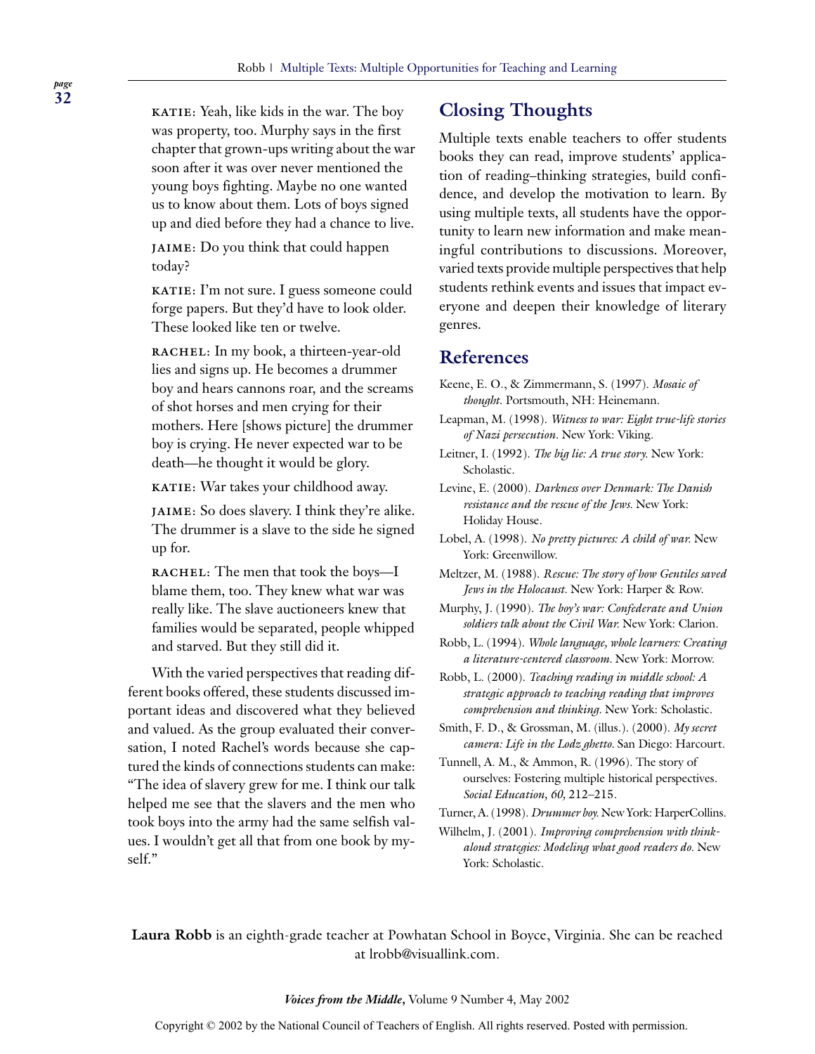KATIE: Yeah, like kids in the war. The boy was property, too. Murphy says in the first chapter that grown-ups writing about the war soon after it was over never mentioned the young boys fighting. Maybe no one wanted us to know about them. Lots of boys signed up and died before they had a chance to live.

JAIME: Do you think that could happen today?

KATIE: I'm not sure. I guess someone could forge papers. But they'd have to look older. These looked like ten or twelve.

RACHEL: In my book, a thirteen-year-old lies and signs up. He becomes a drummer boy and hears cannons roar, and the screams of shot horses and men crying for their mothers. Here [shows picture] the drummer boy is crying. He never expected war to be death—he thought it would be glory.

KATIE: War takes your childhood away.

JAIME: So does slavery. I think they're alike. The drummer is a slave to the side he signed up for.

RACHEL: The men that took the boys—I blame them, too. They knew what war was really like. The slave auctioneers knew that families would be separated, people whipped and starved. But they still did it.

With the varied perspectives that reading different books offered, these students discussed important ideas and discovered what they believed and valued. As the group evaluated their conversation, I noted Rachel's words because she captured the kinds of connections students can make: "The idea of slavery grew for me. I think our talk helped me see that the slavers and the men who took boys into the army had the same selfish values. I wouldn't get all that from one book by myself."

## Closing Thoughts

Multiple texts enable teachers to offer students books they can read, improve students' application of reading–thinking strategies, build confidence, and develop the motivation to learn. By using multiple texts, all students have the opportunity to learn new information and make meaningful contributions to discussions. Moreover, varied texts provide multiple perspectives that help students rethink events and issues that impact everyone and deepen their knowledge of literary genres.

## References

Keene, E. O., & Zimmermann, S. (1997). *Mosaic of thought*. Portsmouth, NH: Heinemann.

Leapman, M. (1998). *Witness to war: Eight true-life stories of Nazi persecution*. New York: Viking.

Leitner, I. (1992). *The big lie: A true story*. New York: Scholastic.

Levine, E. (2000). *Darkness over Denmark: The Danish resistance and the rescue of the Jews*. New York: Holiday House.

Lobel, A. (1998). *No pretty pictures: A child of war*. New York: Greenwillow.

Meltzer, M. (1988). *Rescue: The story of how Gentiles saved Jews in the Holocaust*. New York: Harper & Row.

Murphy, J. (1990). *The boy's war: Confederate and Union soldiers talk about the Civil War*. New York: Clarion.

Robb, L. (1994). *Whole language, whole learners: Creating a literature-centered classroom*. New York: Morrow.

Robb, L. (2000). *Teaching reading in middle school: A strategic approach to teaching reading that improves comprehension and thinking*. New York: Scholastic.

Smith, F. D., & Grossman, M. (illus.). (2000). *My secret camera: Life in the Lodz ghetto*. San Diego: Harcourt.

Tunnell, A. M., & Ammon, R. (1996). The story of ourselves: Fostering multiple historical perspectives. *Social Education, 60,* 212–215.

Turner, A. (1998). *Drummer boy*. New York: HarperCollins.

Wilhelm, J. (2001). *Improving comprehension with think-aloud strategies: Modeling what good readers do*. New York: Scholastic.

**Laura Robb** is an eighth-grade teacher at Powhatan School in Boyce, Virginia. She can be reached at lrobb@visuallink.com.

Copyright © 2002 by the National Council of Teachers of English. All rights reserved. Posted with permission.